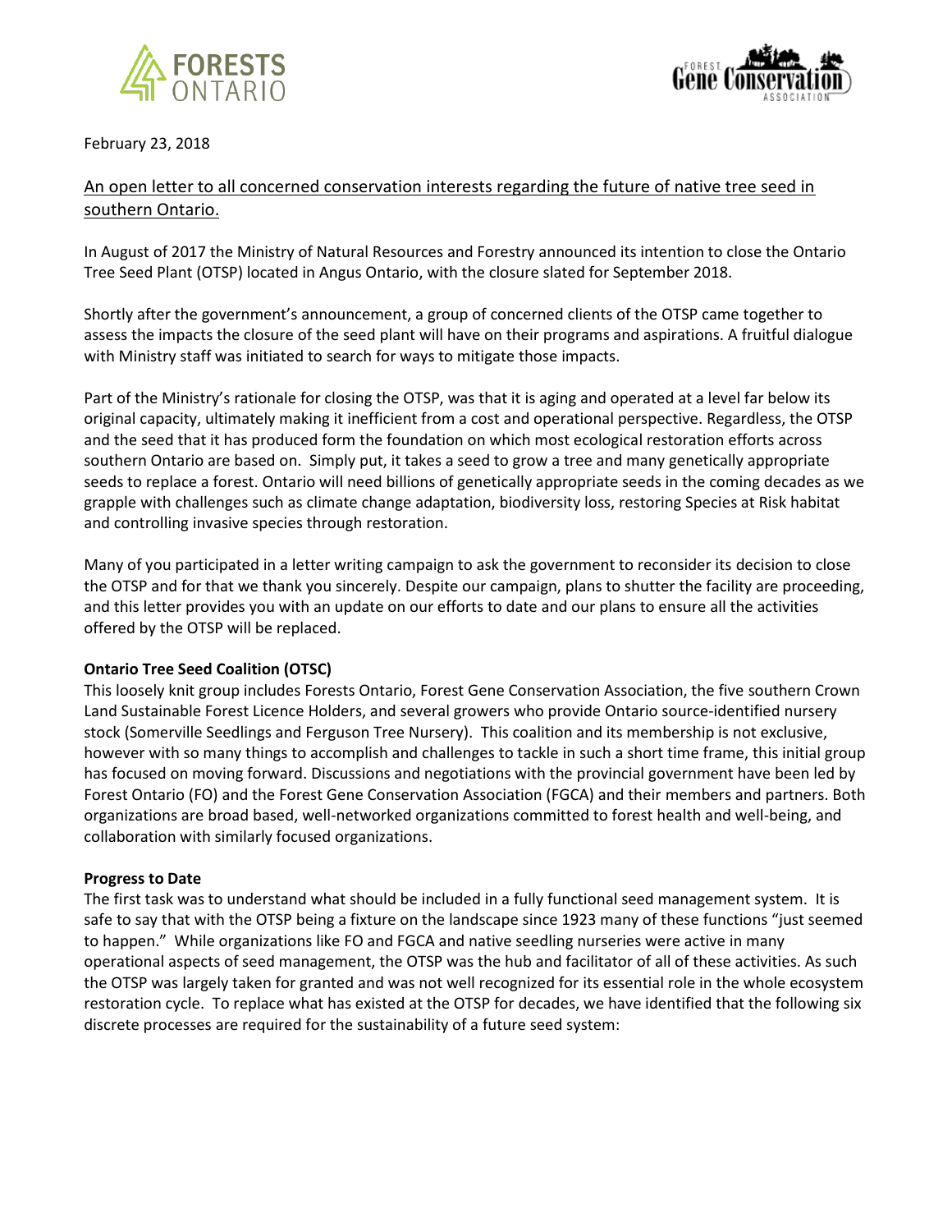February 23, 2018

An open letter to all concerned conservation interests regarding the future of native tree seed in southern Ontario.

In August of 2017 the Ministry of Natural Resources and Forestry announced its intention to close the Ontario Tree Seed Plant (OTSP) located in Angus Ontario, with the closure slated for September 2018.

Shortly after the government's announcement, a group of concerned clients of the OTSP came together to assess the impacts the closure of the seed plant will have on their programs and aspirations. A fruitful dialogue with Ministry staff was initiated to search for ways to mitigate those impacts.

Part of the Ministry's rationale for closing the OTSP, was that it is aging and operated at a level far below its original capacity, ultimately making it inefficient from a cost and operational perspective. Regardless, the OTSP and the seed that it has produced form the foundation on which most ecological restoration efforts across southern Ontario are based on. Simply put, it takes a seed to grow a tree and many genetically appropriate seeds to replace a forest. Ontario will need billions of genetically appropriate seeds in the coming decades as we grapple with challenges such as climate change adaptation, biodiversity loss, restoring Species at Risk habitat and controlling invasive species through restoration.

Many of you participated in a letter writing campaign to ask the government to reconsider its decision to close the OTSP and for that we thank you sincerely. Despite our campaign, plans to shutter the facility are proceeding, and this letter provides you with an update on our efforts to date and our plans to ensure all the activities offered by the OTSP will be replaced.

**Ontario Tree Seed Coalition (OTSC)**

This loosely knit group includes Forests Ontario, Forest Gene Conservation Association, the five southern Crown Land Sustainable Forest Licence Holders, and several growers who provide Ontario source-identified nursery stock (Somerville Seedlings and Ferguson Tree Nursery). This coalition and its membership is not exclusive, however with so many things to accomplish and challenges to tackle in such a short time frame, this initial group has focused on moving forward. Discussions and negotiations with the provincial government have been led by Forest Ontario (FO) and the Forest Gene Conservation Association (FGCA) and their members and partners. Both organizations are broad based, well-networked organizations committed to forest health and well-being, and collaboration with similarly focused organizations.

**Progress to Date**

The first task was to understand what should be included in a fully functional seed management system. It is safe to say that with the OTSP being a fixture on the landscape since 1923 many of these functions "just seemed to happen." While organizations like FO and FGCA and native seedling nurseries were active in many operational aspects of seed management, the OTSP was the hub and facilitator of all of these activities. As such the OTSP was largely taken for granted and was not well recognized for its essential role in the whole ecosystem restoration cycle. To replace what has existed at the OTSP for decades, we have identified that the following six discrete processes are required for the sustainability of a future seed system: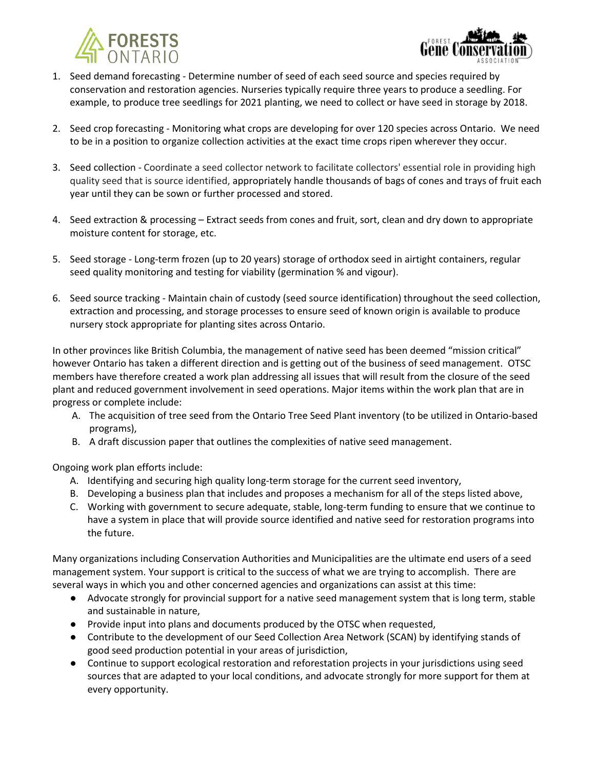1. Seed demand forecasting - Determine number of seed of each seed source and species required by conservation and restoration agencies. Nurseries typically require three years to produce a seedling. For example, to produce tree seedlings for 2021 planting, we need to collect or have seed in storage by 2018.

2. Seed crop forecasting - Monitoring what crops are developing for over 120 species across Ontario. We need to be in a position to organize collection activities at the exact time crops ripen wherever they occur.

3. Seed collection - Coordinate a seed collector network to facilitate collectors' essential role in providing high quality seed that is source identified, appropriately handle thousands of bags of cones and trays of fruit each year until they can be sown or further processed and stored.

4. Seed extraction & processing – Extract seeds from cones and fruit, sort, clean and dry down to appropriate moisture content for storage, etc.

5. Seed storage - Long-term frozen (up to 20 years) storage of orthodox seed in airtight containers, regular seed quality monitoring and testing for viability (germination % and vigour).

6. Seed source tracking - Maintain chain of custody (seed source identification) throughout the seed collection, extraction and processing, and storage processes to ensure seed of known origin is available to produce nursery stock appropriate for planting sites across Ontario.

In other provinces like British Columbia, the management of native seed has been deemed "mission critical" however Ontario has taken a different direction and is getting out of the business of seed management. OTSC members have therefore created a work plan addressing all issues that will result from the closure of the seed plant and reduced government involvement in seed operations. Major items within the work plan that are in progress or complete include:

A. The acquisition of tree seed from the Ontario Tree Seed Plant inventory (to be utilized in Ontario-based programs),
B. A draft discussion paper that outlines the complexities of native seed management.

Ongoing work plan efforts include:

A. Identifying and securing high quality long-term storage for the current seed inventory,
B. Developing a business plan that includes and proposes a mechanism for all of the steps listed above,
C. Working with government to secure adequate, stable, long-term funding to ensure that we continue to have a system in place that will provide source identified and native seed for restoration programs into the future.

Many organizations including Conservation Authorities and Municipalities are the ultimate end users of a seed management system. Your support is critical to the success of what we are trying to accomplish. There are several ways in which you and other concerned agencies and organizations can assist at this time:

- Advocate strongly for provincial support for a native seed management system that is long term, stable and sustainable in nature,
- Provide input into plans and documents produced by the OTSC when requested,
- Contribute to the development of our Seed Collection Area Network (SCAN) by identifying stands of good seed production potential in your areas of jurisdiction,
- Continue to support ecological restoration and reforestation projects in your jurisdictions using seed sources that are adapted to your local conditions, and advocate strongly for more support for them at every opportunity.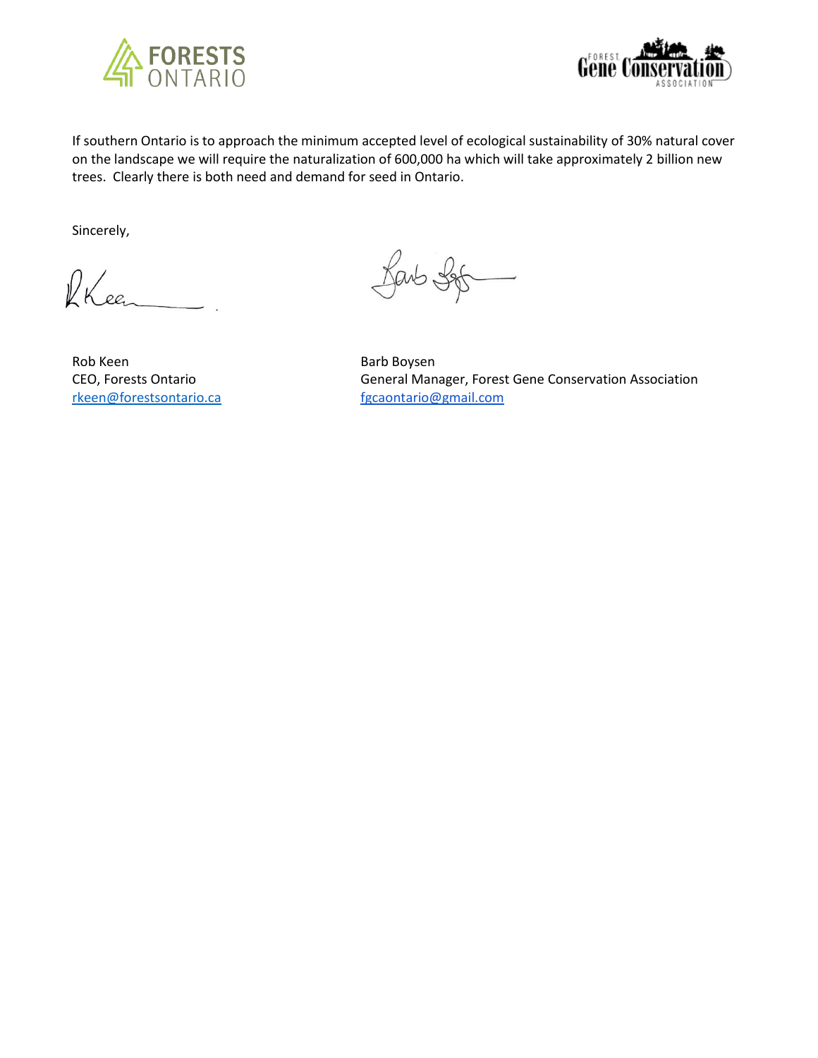If southern Ontario is to approach the minimum accepted level of ecological sustainability of 30% natural cover on the landscape we will require the naturalization of 600,000 ha which will take approximately 2 billion new trees. Clearly there is both need and demand for seed in Ontario.

Sincerely,

Rob Keen
CEO, Forests Ontario
rkeen@forestsontario.ca

Barb Boysen
General Manager, Forest Gene Conservation Association
fgcaontario@gmail.com